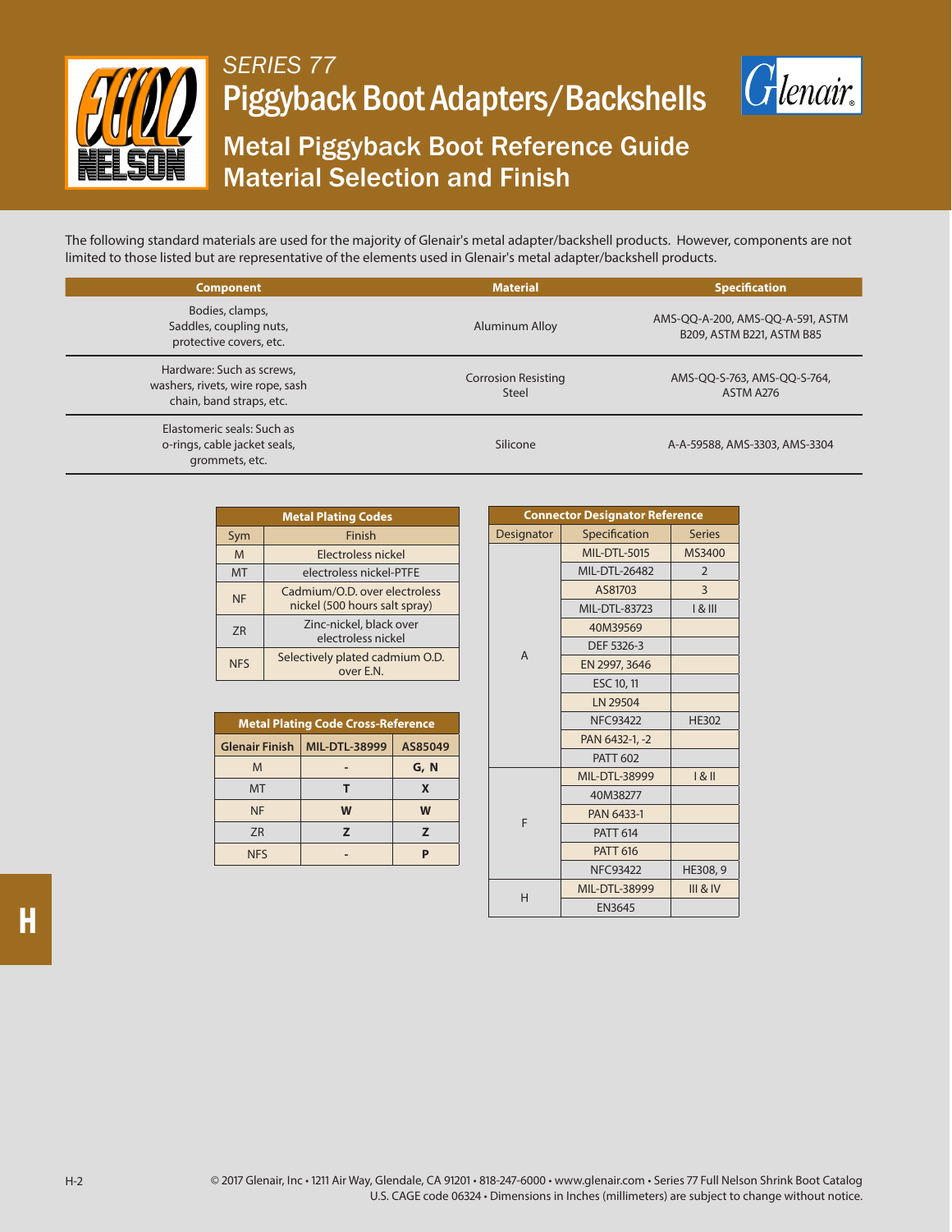# SERIES 77

# Piggyback Boot Adapters/Backshells

## Metal Piggyback Boot Reference Guide
## Material Selection and Finish

The following standard materials are used for the majority of Glenair's metal adapter/backshell products. However, components are not limited to those listed but are representative of the elements used in Glenair's metal adapter/backshell products.

| Component | Material | Specification |
|---|---|---|
| Bodies, clamps, Saddles, coupling nuts, protective covers, etc. | Aluminum Alloy | AMS-QQ-A-200, AMS-QQ-A-591, ASTM B209, ASTM B221, ASTM B85 |
| Hardware: Such as screws, washers, rivets, wire rope, sash chain, band straps, etc. | Corrosion Resisting Steel | AMS-QQ-S-763, AMS-QQ-S-764, ASTM A276 |
| Elastomeric seals: Such as o-rings, cable jacket seals, grommets, etc. | Silicone | A-A-59588, AMS-3303, AMS-3304 |

**Metal Plating Codes**

| Sym | Finish |
|---|---|
| M | Electroless nickel |
| MT | electroless nickel-PTFE |
| NF | Cadmium/O.D. over electroless nickel (500 hours salt spray) |
| ZR | Zinc-nickel, black over electroless nickel |
| NFS | Selectively plated cadmium O.D. over E.N. |

**Metal Plating Code Cross-Reference**

| Glenair Finish | MIL-DTL-38999 | AS85049 |
|---|---|---|
| M | - | G, N |
| MT | T | X |
| NF | W | W |
| ZR | Z | Z |
| NFS | - | P |

**Connector Designator Reference**

| Designator | Specification | Series |
|---|---|---|
| A | MIL-DTL-5015 | MS3400 |
| | MIL-DTL-26482 | 2 |
| | AS81703 | 3 |
| | MIL-DTL-83723 | I & III |
| | 40M39569 | |
| | DEF 5326-3 | |
| | EN 2997, 3646 | |
| | ESC 10, 11 | |
| | LN 29504 | |
| | NFC93422 | HE302 |
| | PAN 6432-1, -2 | |
| | PATT 602 | |
| F | MIL-DTL-38999 | I & II |
| | 40M38277 | |
| | PAN 6433-1 | |
| | PATT 614 | |
| | PATT 616 | |
| | NFC93422 | HE308, 9 |
| H | MIL-DTL-38999 | III & IV |
| | EN3645 | |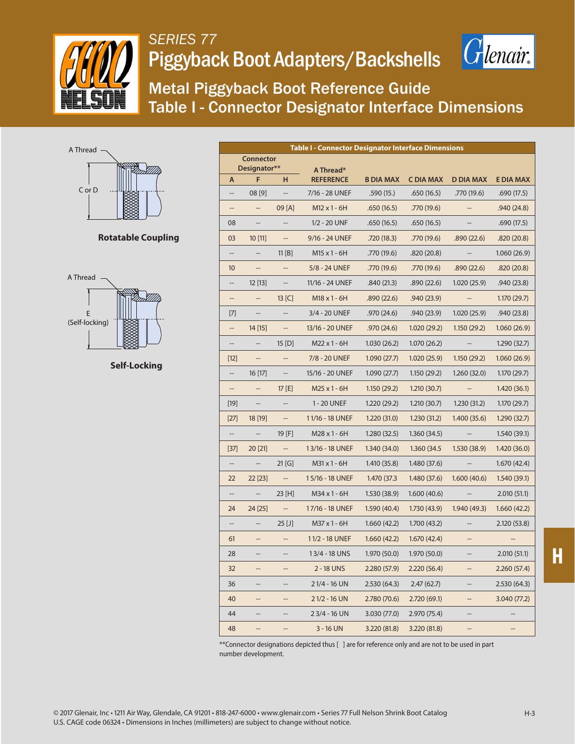# SERIES 77
# Piggyback Boot Adapters/Backshells

## Metal Piggyback Boot Reference Guide
## Table I - Connector Designator Interface Dimensions

A Thread

C or D

**Rotatable Coupling**

A Thread

E (Self-locking)

**Self-Locking**

**Table I - Connector Designator Interface Dimensions**

| Connector Designator** | | | A Thread* | | | | |
|---|---|---|---|---|---|---|---|
| A | F | H | REFERENCE | B DIA MAX | C DIA MAX | D DIA MAX | E DIA MAX |
| -- | 08 [9] | -- | 7/16 - 28 UNEF | .590 (15.) | .650 (16.5) | .770 (19.6) | .690 (17.5) |
| -- | -- | 09 [A] | M12 x 1 - 6H | .650 (16.5) | .770 (19.6) | -- | .940 (24.8) |
| 08 | -- | -- | 1/2 - 20 UNF | .650 (16.5) | .650 (16.5) | -- | .690 (17.5) |
| 03 | 10 [11] | -- | 9/16 - 24 UNEF | .720 (18.3) | .770 (19.6) | .890 (22.6) | .820 (20.8) |
| -- | -- | 11 [B] | M15 x 1 - 6H | .770 (19.6) | .820 (20.8) | -- | 1.060 (26.9) |
| 10 | -- | -- | 5/8 - 24 UNEF | .770 (19.6) | .770 (19.6) | .890 (22.6) | .820 (20.8) |
| -- | 12 [13] | -- | 11/16 - 24 UNEF | .840 (21.3) | .890 (22.6) | 1.020 (25.9) | .940 (23.8) |
| -- | -- | 13 [C] | M18 x 1 - 6H | .890 (22.6) | .940 (23.9) | -- | 1.170 (29.7) |
| [7] | -- | -- | 3/4 - 20 UNEF | .970 (24.6) | .940 (23.9) | 1.020 (25.9) | .940 (23.8) |
| -- | 14 [15] | -- | 13/16 - 20 UNEF | .970 (24.6) | 1.020 (29.2) | 1.150 (29.2) | 1.060 (26.9) |
| -- | -- | 15 [D] | M22 x 1 - 6H | 1.030 (26.2) | 1.070 (26.2) | -- | 1.290 (32.7) |
| [12] | -- | -- | 7/8 - 20 UNEF | 1.090 (27.7) | 1.020 (25.9) | 1.150 (29.2) | 1.060 (26.9) |
| -- | 16 [17] | -- | 15/16 - 20 UNEF | 1.090 (27.7) | 1.150 (29.2) | 1.260 (32.0) | 1.170 (29.7) |
| -- | -- | 17 [E] | M25 x 1 - 6H | 1.150 (29.2) | 1.210 (30.7) | -- | 1.420 (36.1) |
| [19] | -- | -- | 1 - 20 UNEF | 1.220 (29.2) | 1.210 (30.7) | 1.230 (31.2) | 1.170 (29.7) |
| [27] | 18 [19] | -- | 1 1/16 - 18 UNEF | 1.220 (31.0) | 1.230 (31.2) | 1.400 (35.6) | 1.290 (32.7) |
| -- | -- | 19 [F] | M28 x 1 - 6H | 1.280 (32.5) | 1.360 (34.5) | -- | 1.540 (39.1) |
| [37] | 20 [21] | -- | 1 3/16 - 18 UNEF | 1.340 (34.0) | 1.360 (34.5 | 1.530 (38.9) | 1.420 (36.0) |
| -- | -- | 21 [G] | M31 x 1 - 6H | 1.410 (35.8) | 1.480 (37.6) | -- | 1.670 (42.4) |
| 22 | 22 [23] | -- | 1 5/16 - 18 UNEF | 1.470 (37.3 | 1.480 (37.6) | 1.600 (40.6) | 1.540 (39.1) |
| -- | -- | 23 [H] | M34 x 1 - 6H | 1.530 (38.9) | 1.600 (40.6) | -- | 2.010 (51.1) |
| 24 | 24 [25] | -- | 1 7/16 - 18 UNEF | 1.590 (40.4) | 1.730 (43.9) | 1.940 (49.3) | 1.660 (42.2) |
| -- | -- | 25 [J] | M37 x 1 - 6H | 1.660 (42.2) | 1.700 (43.2) | -- | 2.120 (53.8) |
| 61 | -- | -- | 1 1/2 - 18 UNEF | 1.660 (42.2) | 1.670 (42.4) | -- | -- |
| 28 | -- | -- | 1 3/4 - 18 UNS | 1.970 (50.0) | 1.970 (50.0) | -- | 2.010 (51.1) |
| 32 | -- | -- | 2 - 18 UNS | 2.280 (57.9) | 2.220 (56.4) | -- | 2.260 (57.4) |
| 36 | -- | -- | 2 1/4 - 16 UN | 2.530 (64.3) | 2.47 (62.7) | -- | 2.530 (64.3) |
| 40 | -- | -- | 2 1/2 - 16 UN | 2.780 (70.6) | 2.720 (69.1) | -- | 3.040 (77.2) |
| 44 | -- | -- | 2 3/4 - 16 UN | 3.030 (77.0) | 2.970 (75.4) | -- | -- |
| 48 | -- | -- | 3 - 16 UN | 3.220 (81.8) | 3.220 (81.8) | -- | -- |

**Connector designations depicted thus [ ] are for reference only and are not to be used in part number development.

H

© 2017 Glenair, Inc • 1211 Air Way, Glendale, CA 91201 • 818-247-6000 • www.glenair.com • Series 77 Full Nelson Shrink Boot Catalog
U.S. CAGE code 06324 • Dimensions in Inches (millimeters) are subject to change without notice.